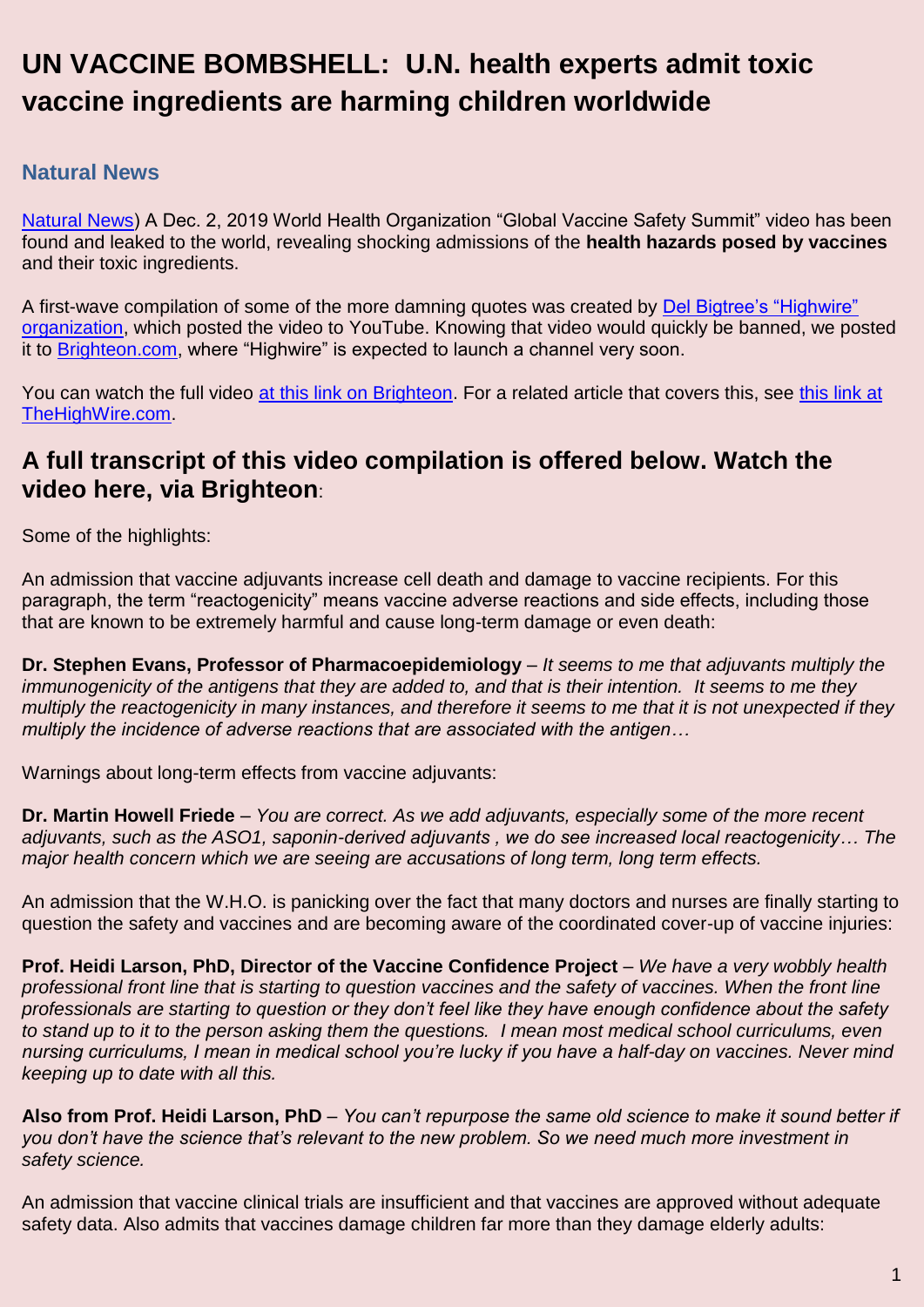# UN VACCINE BOMBSHELL: U.N. health experts admit toxic vaccine ingredients are harming children worldwide

### Natural News

Natural News) A Dec. 2, 2019 World Health Organization "Global Vaccine Safety Summit" video has been found and leaked to the world, revealing shocking admissions of the **health hazards posed by vaccines** and their toxic ingredients.

A first-wave compilation of some of the more damning quotes was created by Del Bigtree's "Highwire" organization, which posted the video to YouTube. Knowing that video would quickly be banned, we posted it to Brighteon.com, where "Highwire" is expected to launch a channel very soon.

You can watch the full video at this link on Brighteon. For a related article that covers this, see this link at TheHighWire.com.

## A full transcript of this video compilation is offered below. Watch the video here, via Brighteon:

Some of the highlights:

An admission that vaccine adjuvants increase cell death and damage to vaccine recipients. For this paragraph, the term "reactogenicity" means vaccine adverse reactions and side effects, including those that are known to be extremely harmful and cause long-term damage or even death:

**Dr. Stephen Evans, Professor of Pharmacoepidemiology** – *It seems to me that adjuvants multiply the immunogenicity of the antigens that they are added to, and that is their intention. It seems to me they multiply the reactogenicity in many instances, and therefore it seems to me that it is not unexpected if they multiply the incidence of adverse reactions that are associated with the antigen…*

Warnings about long-term effects from vaccine adjuvants:

**Dr. Martin Howell Friede** – *You are correct. As we add adjuvants, especially some of the more recent adjuvants, such as the ASO1, saponin-derived adjuvants , we do see increased local reactogenicity… The major health concern which we are seeing are accusations of long term, long term effects.*

An admission that the W.H.O. is panicking over the fact that many doctors and nurses are finally starting to question the safety and vaccines and are becoming aware of the coordinated cover-up of vaccine injuries:

**Prof. Heidi Larson, PhD, Director of the Vaccine Confidence Project** – *We have a very wobbly health professional front line that is starting to question vaccines and the safety of vaccines. When the front line professionals are starting to question or they don't feel like they have enough confidence about the safety to stand up to it to the person asking them the questions. I mean most medical school curriculums, even nursing curriculums, I mean in medical school you're lucky if you have a half-day on vaccines. Never mind keeping up to date with all this.*

**Also from Prof. Heidi Larson, PhD** – *You can't repurpose the same old science to make it sound better if you don't have the science that's relevant to the new problem. So we need much more investment in safety science.*

An admission that vaccine clinical trials are insufficient and that vaccines are approved without adequate safety data. Also admits that vaccines damage children far more than they damage elderly adults: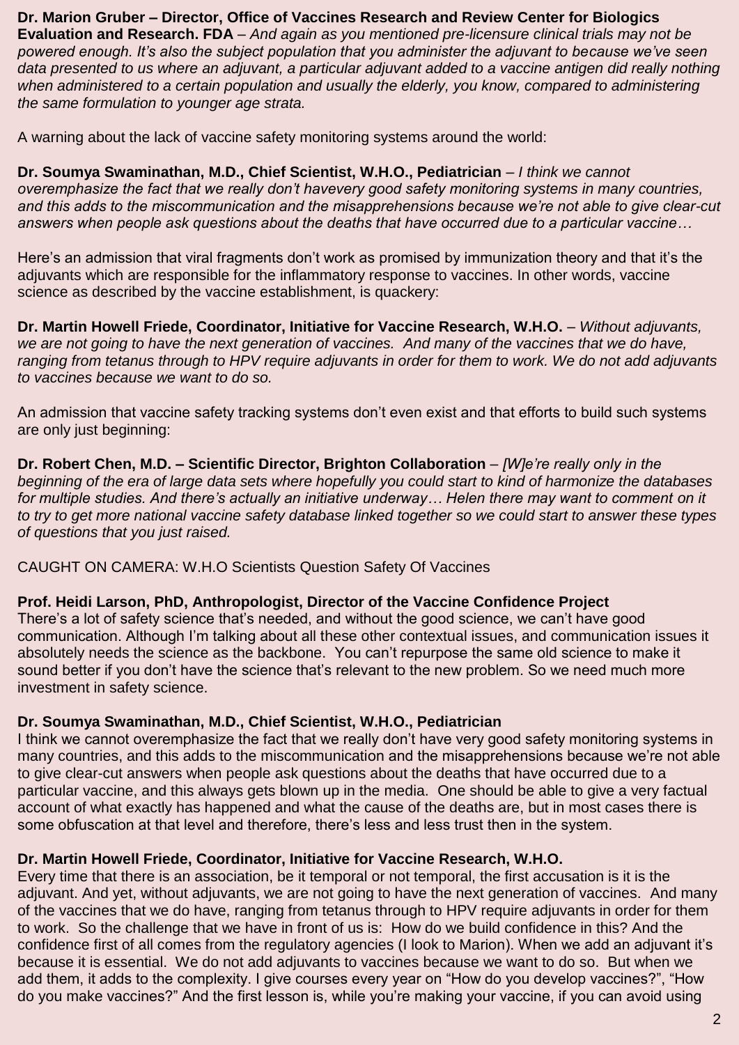**Dr. Marion Gruber – Director, Office of Vaccines Research and Review Center for Biologics Evaluation and Research. FDA** – *And again as you mentioned pre-licensure clinical trials may not be powered enough. It's also the subject population that you administer the adjuvant to because we've seen data presented to us where an adjuvant, a particular adjuvant added to a vaccine antigen did really nothing when administered to a certain population and usually the elderly, you know, compared to administering the same formulation to younger age strata.*

A warning about the lack of vaccine safety monitoring systems around the world:

**Dr. Soumya Swaminathan, M.D., Chief Scientist, W.H.O., Pediatrician** – *I think we cannot overemphasize the fact that we really don't havevery good safety monitoring systems in many countries, and this adds to the miscommunication and the misapprehensions because we're not able to give clear-cut answers when people ask questions about the deaths that have occurred due to a particular vaccine…*

Here's an admission that viral fragments don't work as promised by immunization theory and that it's the adjuvants which are responsible for the inflammatory response to vaccines. In other words, vaccine science as described by the vaccine establishment, is quackery:

**Dr. Martin Howell Friede, Coordinator, Initiative for Vaccine Research, W.H.O.** – *Without adjuvants, we are not going to have the next generation of vaccines. And many of the vaccines that we do have, ranging from tetanus through to HPV require adjuvants in order for them to work. We do not add adjuvants to vaccines because we want to do so.*

An admission that vaccine safety tracking systems don't even exist and that efforts to build such systems are only just beginning:

**Dr. Robert Chen, M.D. – Scientific Director, Brighton Collaboration** – *[W]e're really only in the beginning of the era of large data sets where hopefully you could start to kind of harmonize the databases for multiple studies. And there's actually an initiative underway… Helen there may want to comment on it to try to get more national vaccine safety database linked together so we could start to answer these types of questions that you just raised.*

CAUGHT ON CAMERA: W.H.O Scientists Question Safety Of Vaccines

**Prof. Heidi Larson, PhD, Anthropologist, Director of the Vaccine Confidence Project**
There's a lot of safety science that's needed, and without the good science, we can't have good communication. Although I'm talking about all these other contextual issues, and communication issues it absolutely needs the science as the backbone. You can't repurpose the same old science to make it sound better if you don't have the science that's relevant to the new problem. So we need much more investment in safety science.

**Dr. Soumya Swaminathan, M.D., Chief Scientist, W.H.O., Pediatrician**
I think we cannot overemphasize the fact that we really don't have very good safety monitoring systems in many countries, and this adds to the miscommunication and the misapprehensions because we're not able to give clear-cut answers when people ask questions about the deaths that have occurred due to a particular vaccine, and this always gets blown up in the media. One should be able to give a very factual account of what exactly has happened and what the cause of the deaths are, but in most cases there is some obfuscation at that level and therefore, there's less and less trust then in the system.

**Dr. Martin Howell Friede, Coordinator, Initiative for Vaccine Research, W.H.O.**
Every time that there is an association, be it temporal or not temporal, the first accusation is it is the adjuvant. And yet, without adjuvants, we are not going to have the next generation of vaccines. And many of the vaccines that we do have, ranging from tetanus through to HPV require adjuvants in order for them to work. So the challenge that we have in front of us is: How do we build confidence in this? And the confidence first of all comes from the regulatory agencies (I look to Marion). When we add an adjuvant it's because it is essential. We do not add adjuvants to vaccines because we want to do so. But when we add them, it adds to the complexity. I give courses every year on "How do you develop vaccines?", "How do you make vaccines?" And the first lesson is, while you're making your vaccine, if you can avoid using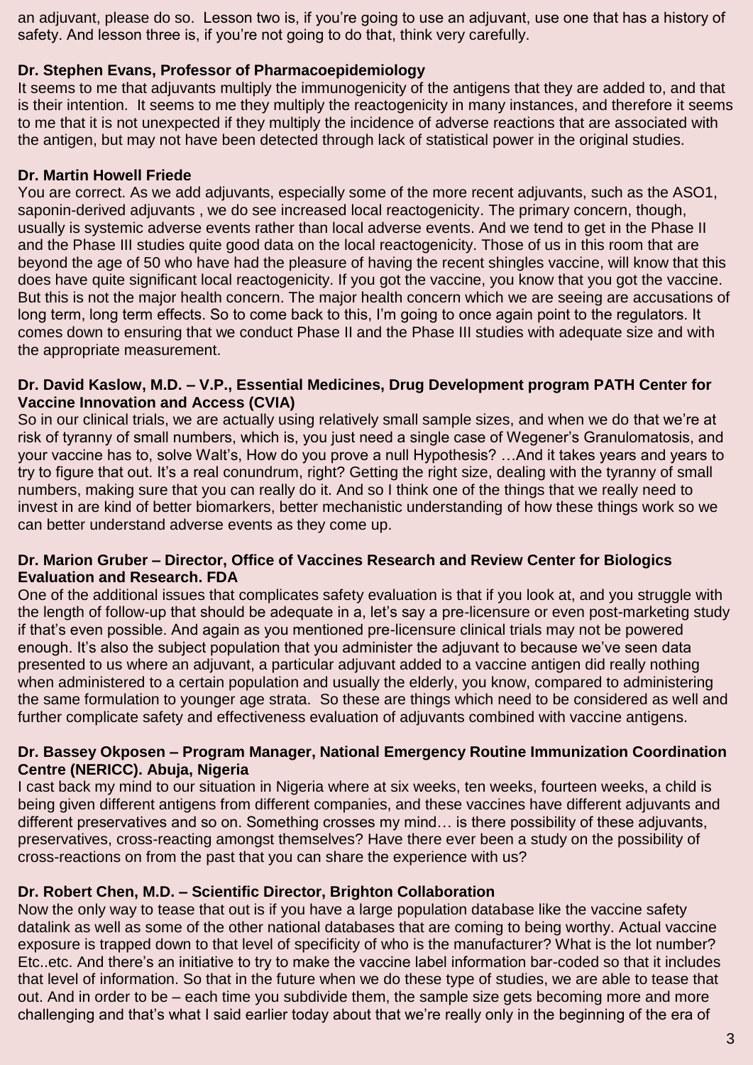an adjuvant, please do so. Lesson two is, if you're going to use an adjuvant, use one that has a history of safety. And lesson three is, if you're not going to do that, think very carefully.

**Dr. Stephen Evans, Professor of Pharmacoepidemiology**

It seems to me that adjuvants multiply the immunogenicity of the antigens that they are added to, and that is their intention. It seems to me they multiply the reactogenicity in many instances, and therefore it seems to me that it is not unexpected if they multiply the incidence of adverse reactions that are associated with the antigen, but may not have been detected through lack of statistical power in the original studies.

**Dr. Martin Howell Friede**

You are correct. As we add adjuvants, especially some of the more recent adjuvants, such as the ASO1, saponin-derived adjuvants , we do see increased local reactogenicity. The primary concern, though, usually is systemic adverse events rather than local adverse events. And we tend to get in the Phase II and the Phase III studies quite good data on the local reactogenicity. Those of us in this room that are beyond the age of 50 who have had the pleasure of having the recent shingles vaccine, will know that this does have quite significant local reactogenicity. If you got the vaccine, you know that you got the vaccine. But this is not the major health concern. The major health concern which we are seeing are accusations of long term, long term effects. So to come back to this, I'm going to once again point to the regulators. It comes down to ensuring that we conduct Phase II and the Phase III studies with adequate size and with the appropriate measurement.

**Dr. David Kaslow, M.D. – V.P., Essential Medicines, Drug Development program PATH Center for Vaccine Innovation and Access (CVIA)**

So in our clinical trials, we are actually using relatively small sample sizes, and when we do that we're at risk of tyranny of small numbers, which is, you just need a single case of Wegener's Granulomatosis, and your vaccine has to, solve Walt's, How do you prove a null Hypothesis? …And it takes years and years to try to figure that out. It's a real conundrum, right? Getting the right size, dealing with the tyranny of small numbers, making sure that you can really do it. And so I think one of the things that we really need to invest in are kind of better biomarkers, better mechanistic understanding of how these things work so we can better understand adverse events as they come up.

**Dr. Marion Gruber – Director, Office of Vaccines Research and Review Center for Biologics Evaluation and Research. FDA**

One of the additional issues that complicates safety evaluation is that if you look at, and you struggle with the length of follow-up that should be adequate in a, let's say a pre-licensure or even post-marketing study if that's even possible. And again as you mentioned pre-licensure clinical trials may not be powered enough. It's also the subject population that you administer the adjuvant to because we've seen data presented to us where an adjuvant, a particular adjuvant added to a vaccine antigen did really nothing when administered to a certain population and usually the elderly, you know, compared to administering the same formulation to younger age strata. So these are things which need to be considered as well and further complicate safety and effectiveness evaluation of adjuvants combined with vaccine antigens.

**Dr. Bassey Okposen – Program Manager, National Emergency Routine Immunization Coordination Centre (NERICC). Abuja, Nigeria**

I cast back my mind to our situation in Nigeria where at six weeks, ten weeks, fourteen weeks, a child is being given different antigens from different companies, and these vaccines have different adjuvants and different preservatives and so on. Something crosses my mind… is there possibility of these adjuvants, preservatives, cross-reacting amongst themselves? Have there ever been a study on the possibility of cross-reactions on from the past that you can share the experience with us?

**Dr. Robert Chen, M.D. – Scientific Director, Brighton Collaboration**

Now the only way to tease that out is if you have a large population database like the vaccine safety datalink as well as some of the other national databases that are coming to being worthy. Actual vaccine exposure is trapped down to that level of specificity of who is the manufacturer? What is the lot number? Etc..etc. And there's an initiative to try to make the vaccine label information bar-coded so that it includes that level of information. So that in the future when we do these type of studies, we are able to tease that out. And in order to be – each time you subdivide them, the sample size gets becoming more and more challenging and that's what I said earlier today about that we're really only in the beginning of the era of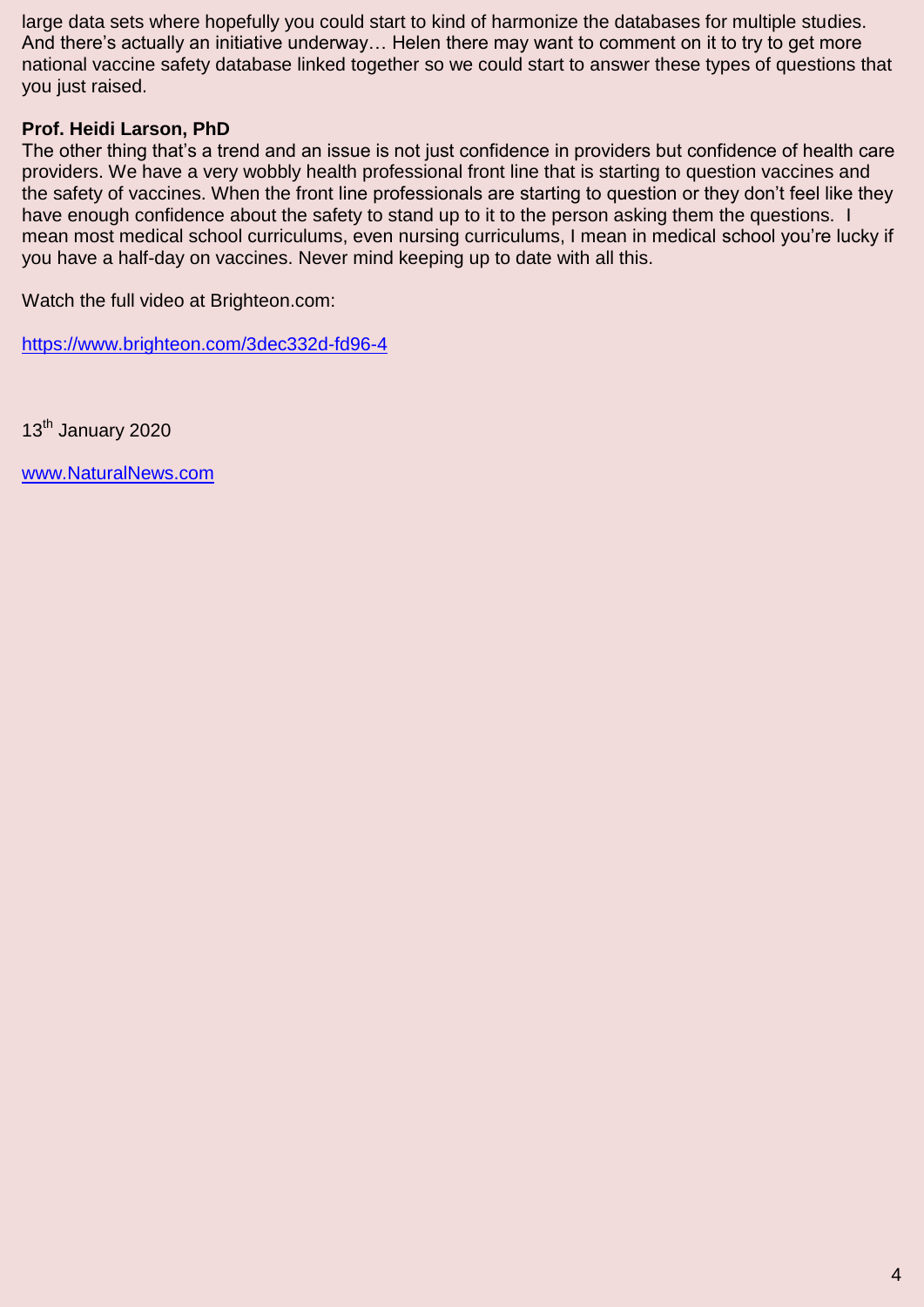large data sets where hopefully you could start to kind of harmonize the databases for multiple studies. And there's actually an initiative underway… Helen there may want to comment on it to try to get more national vaccine safety database linked together so we could start to answer these types of questions that you just raised.

**Prof. Heidi Larson, PhD**

The other thing that's a trend and an issue is not just confidence in providers but confidence of health care providers. We have a very wobbly health professional front line that is starting to question vaccines and the safety of vaccines. When the front line professionals are starting to question or they don't feel like they have enough confidence about the safety to stand up to it to the person asking them the questions. I mean most medical school curriculums, even nursing curriculums, I mean in medical school you're lucky if you have a half-day on vaccines. Never mind keeping up to date with all this.

Watch the full video at Brighteon.com:

https://www.brighteon.com/3dec332d-fd96-4

13th January 2020

www.NaturalNews.com